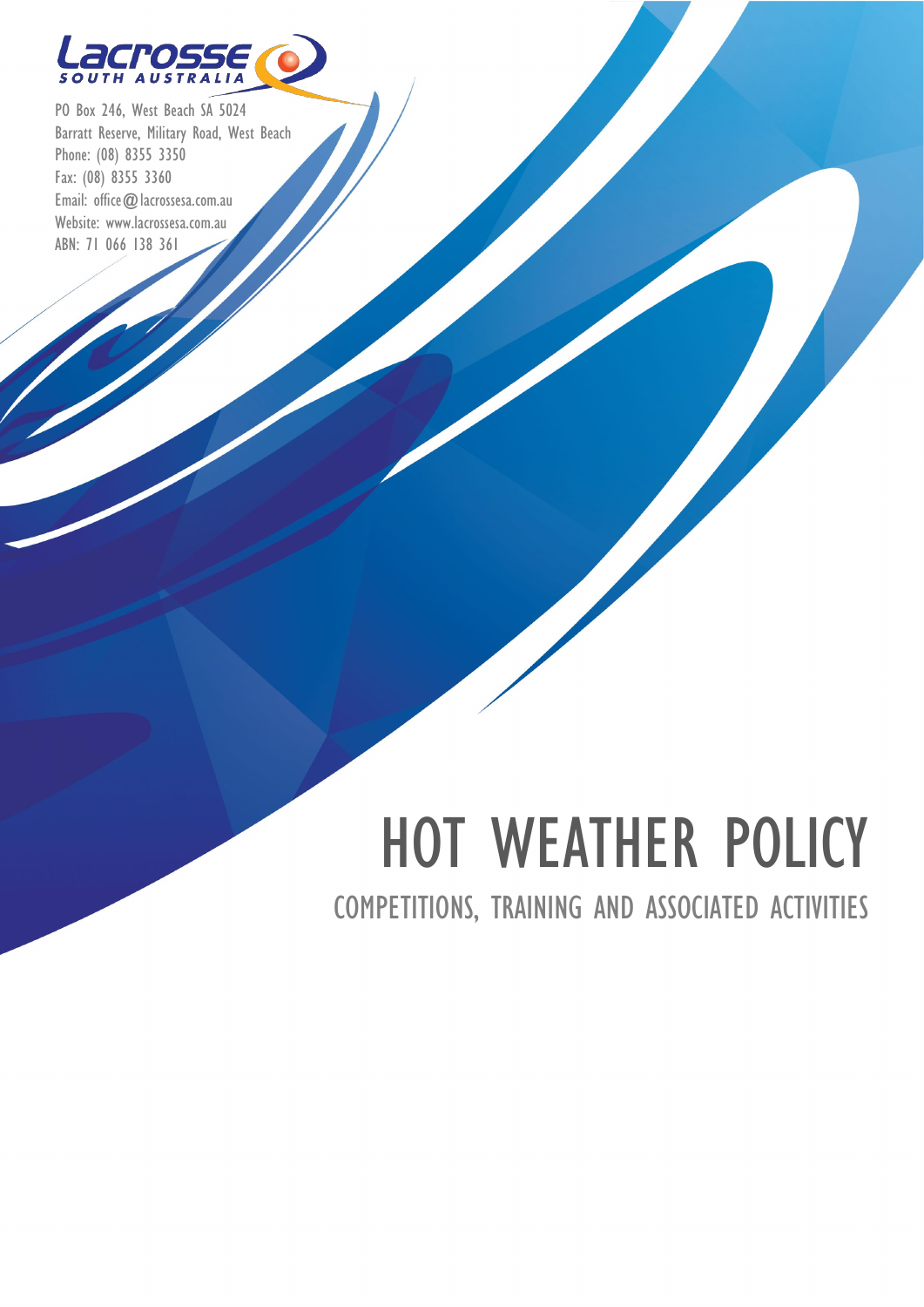Lacrosse SOUTH AUSTRALIA

PO Box 246, West Beach SA 5024
Barratt Reserve, Military Road, West Beach
Phone: (08) 8355 3350
Fax: (08) 8355 3360
Email: office@lacrossesa.com.au
Website: www.lacrossesa.com.au
ABN: 71 066 138 361

# HOT WEATHER POLICY

## COMPETITIONS, TRAINING AND ASSOCIATED ACTIVITIES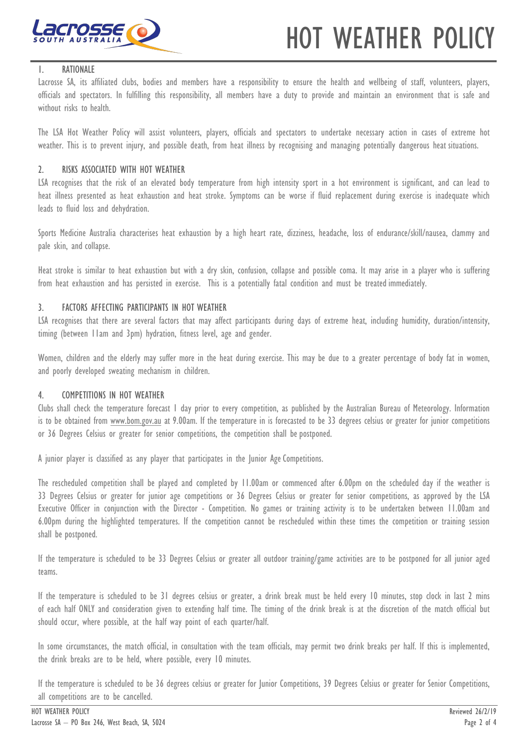# HOT WEATHER POLICY

## 1. RATIONALE

Lacrosse SA, its affiliated clubs, bodies and members have a responsibility to ensure the health and wellbeing of staff, volunteers, players, officials and spectators. In fulfilling this responsibility, all members have a duty to provide and maintain an environment that is safe and without risks to health.

The LSA Hot Weather Policy will assist volunteers, players, officials and spectators to undertake necessary action in cases of extreme hot weather. This is to prevent injury, and possible death, from heat illness by recognising and managing potentially dangerous heat situations.

## 2. RISKS ASSOCIATED WITH HOT WEATHER

LSA recognises that the risk of an elevated body temperature from high intensity sport in a hot environment is significant, and can lead to heat illness presented as heat exhaustion and heat stroke. Symptoms can be worse if fluid replacement during exercise is inadequate which leads to fluid loss and dehydration.

Sports Medicine Australia characterises heat exhaustion by a high heart rate, dizziness, headache, loss of endurance/skill/nausea, clammy and pale skin, and collapse.

Heat stroke is similar to heat exhaustion but with a dry skin, confusion, collapse and possible coma. It may arise in a player who is suffering from heat exhaustion and has persisted in exercise. This is a potentially fatal condition and must be treated immediately.

## 3. FACTORS AFFECTING PARTICIPANTS IN HOT WEATHER

LSA recognises that there are several factors that may affect participants during days of extreme heat, including humidity, duration/intensity, timing (between 11am and 3pm) hydration, fitness level, age and gender.

Women, children and the elderly may suffer more in the heat during exercise. This may be due to a greater percentage of body fat in women, and poorly developed sweating mechanism in children.

## 4. COMPETITIONS IN HOT WEATHER

Clubs shall check the temperature forecast 1 day prior to every competition, as published by the Australian Bureau of Meteorology. Information is to be obtained from www.bom.gov.au at 9.00am. If the temperature in is forecasted to be 33 degrees celsius or greater for junior competitions or 36 Degrees Celsius or greater for senior competitions, the competition shall be postponed.

A junior player is classified as any player that participates in the Junior Age Competitions.

The rescheduled competition shall be played and completed by 11.00am or commenced after 6.00pm on the scheduled day if the weather is 33 Degrees Celsius or greater for junior age competitions or 36 Degrees Celsius or greater for senior competitions, as approved by the LSA Executive Officer in conjunction with the Director - Competition. No games or training activity is to be undertaken between 11.00am and 6.00pm during the highlighted temperatures. If the competition cannot be rescheduled within these times the competition or training session shall be postponed.

If the temperature is scheduled to be 33 Degrees Celsius or greater all outdoor training/game activities are to be postponed for all junior aged teams.

If the temperature is scheduled to be 31 degrees celsius or greater, a drink break must be held every 10 minutes, stop clock in last 2 mins of each half ONLY and consideration given to extending half time. The timing of the drink break is at the discretion of the match official but should occur, where possible, at the half way point of each quarter/half.

In some circumstances, the match official, in consultation with the team officials, may permit two drink breaks per half. If this is implemented, the drink breaks are to be held, where possible, every 10 minutes.

If the temperature is scheduled to be 36 degrees celsius or greater for Junior Competitions, 39 Degrees Celsius or greater for Senior Competitions, all competitions are to be cancelled.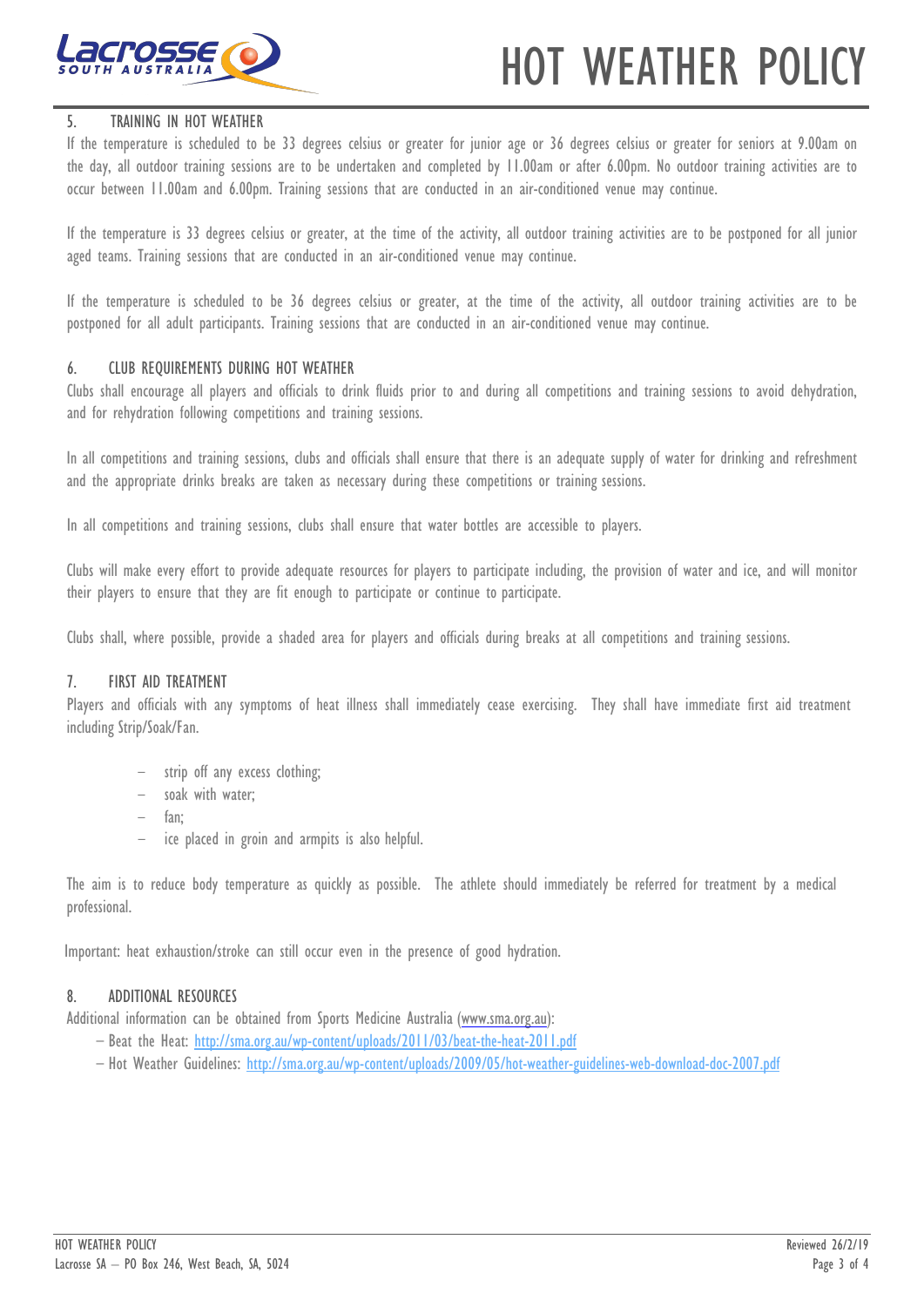## 5. TRAINING IN HOT WEATHER

If the temperature is scheduled to be 33 degrees celsius or greater for junior age or 36 degrees celsius or greater for seniors at 9.00am on the day, all outdoor training sessions are to be undertaken and completed by 11.00am or after 6.00pm. No outdoor training activities are to occur between 11.00am and 6.00pm. Training sessions that are conducted in an air-conditioned venue may continue.

If the temperature is 33 degrees celsius or greater, at the time of the activity, all outdoor training activities are to be postponed for all junior aged teams. Training sessions that are conducted in an air-conditioned venue may continue.

If the temperature is scheduled to be 36 degrees celsius or greater, at the time of the activity, all outdoor training activities are to be postponed for all adult participants. Training sessions that are conducted in an air-conditioned venue may continue.

## 6. CLUB REQUIREMENTS DURING HOT WEATHER

Clubs shall encourage all players and officials to drink fluids prior to and during all competitions and training sessions to avoid dehydration, and for rehydration following competitions and training sessions.

In all competitions and training sessions, clubs and officials shall ensure that there is an adequate supply of water for drinking and refreshment and the appropriate drinks breaks are taken as necessary during these competitions or training sessions.

In all competitions and training sessions, clubs shall ensure that water bottles are accessible to players.

Clubs will make every effort to provide adequate resources for players to participate including, the provision of water and ice, and will monitor their players to ensure that they are fit enough to participate or continue to participate.

Clubs shall, where possible, provide a shaded area for players and officials during breaks at all competitions and training sessions.

## 7. FIRST AID TREATMENT

Players and officials with any symptoms of heat illness shall immediately cease exercising. They shall have immediate first aid treatment including Strip/Soak/Fan.

- strip off any excess clothing;
- soak with water;
- fan;
- ice placed in groin and armpits is also helpful.

The aim is to reduce body temperature as quickly as possible. The athlete should immediately be referred for treatment by a medical professional.

Important: heat exhaustion/stroke can still occur even in the presence of good hydration.

## 8. ADDITIONAL RESOURCES

Additional information can be obtained from Sports Medicine Australia (www.sma.org.au):

- Beat the Heat: http://sma.org.au/wp-content/uploads/2011/03/beat-the-heat-2011.pdf
- Hot Weather Guidelines: http://sma.org.au/wp-content/uploads/2009/05/hot-weather-guidelines-web-download-doc-2007.pdf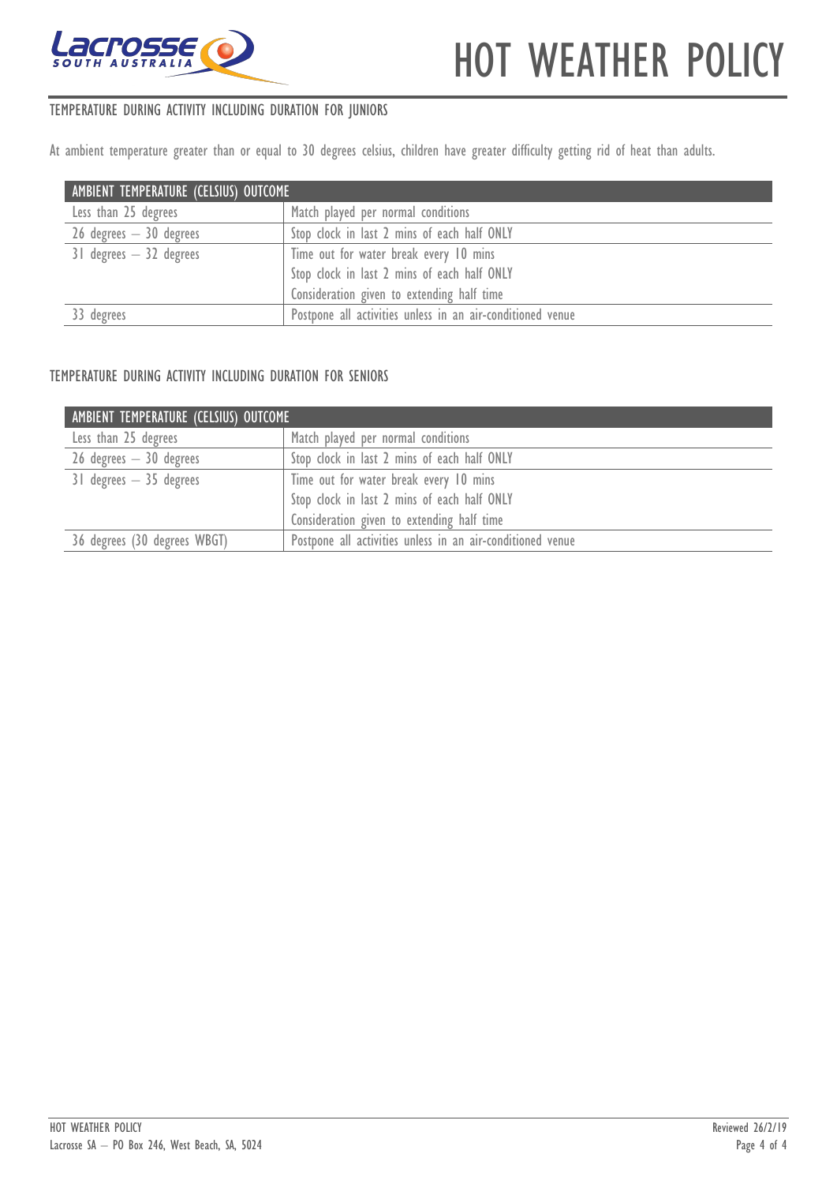# HOT WEATHER POLICY

## TEMPERATURE DURING ACTIVITY INCLUDING DURATION FOR JUNIORS

At ambient temperature greater than or equal to 30 degrees celsius, children have greater difficulty getting rid of heat than adults.

| AMBIENT TEMPERATURE (CELSIUS) | OUTCOME |
|---|---|
| Less than 25 degrees | Match played per normal conditions |
| 26 degrees – 30 degrees | Stop clock in last 2 mins of each half ONLY |
| 31 degrees – 32 degrees | Time out for water break every 10 mins<br>Stop clock in last 2 mins of each half ONLY<br>Consideration given to extending half time |
| 33 degrees | Postpone all activities unless in an air-conditioned venue |

## TEMPERATURE DURING ACTIVITY INCLUDING DURATION FOR SENIORS

| AMBIENT TEMPERATURE (CELSIUS) | OUTCOME |
|---|---|
| Less than 25 degrees | Match played per normal conditions |
| 26 degrees – 30 degrees | Stop clock in last 2 mins of each half ONLY |
| 31 degrees – 35 degrees | Time out for water break every 10 mins<br>Stop clock in last 2 mins of each half ONLY<br>Consideration given to extending half time |
| 36 degrees (30 degrees WBGT) | Postpone all activities unless in an air-conditioned venue |